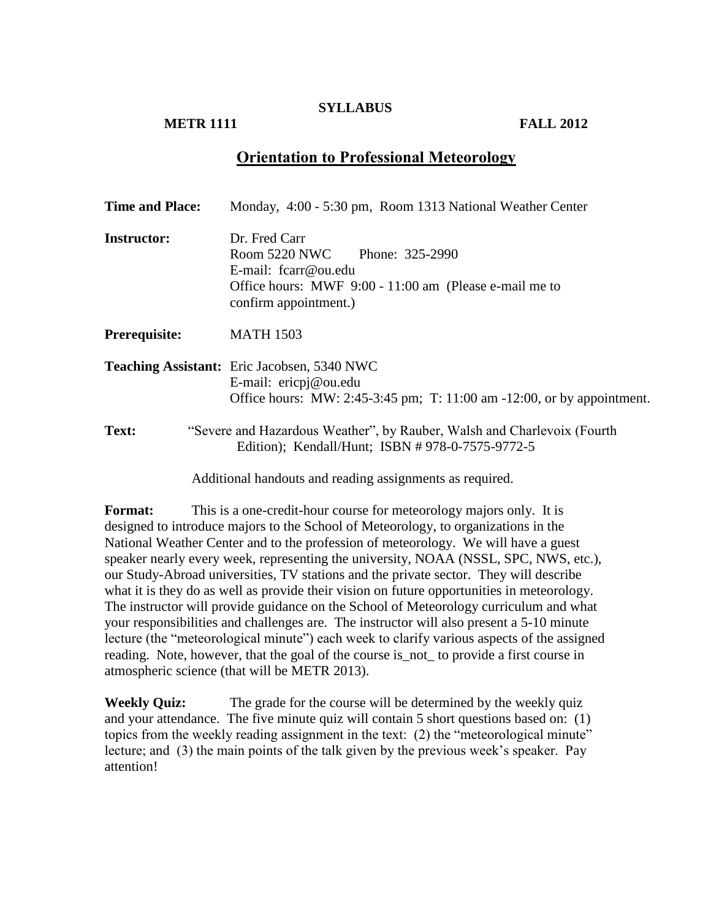**SYLLABUS**

**METR 1111** **FALL 2012**

# Orientation to Professional Meteorology

**Time and Place:** Monday, 4:00 - 5:30 pm, Room 1313 National Weather Center

**Instructor:** Dr. Fred Carr
Room 5220 NWC Phone: 325-2990
E-mail: fcarr@ou.edu
Office hours: MWF 9:00 - 11:00 am (Please e-mail me to confirm appointment.)

**Prerequisite:** MATH 1503

**Teaching Assistant:** Eric Jacobsen, 5340 NWC
E-mail: ericpj@ou.edu
Office hours: MW: 2:45-3:45 pm; T: 11:00 am -12:00, or by appointment.

**Text:** "Severe and Hazardous Weather", by Rauber, Walsh and Charlevoix (Fourth Edition); Kendall/Hunt; ISBN # 978-0-7575-9772-5

Additional handouts and reading assignments as required.

**Format:** This is a one-credit-hour course for meteorology majors only. It is designed to introduce majors to the School of Meteorology, to organizations in the National Weather Center and to the profession of meteorology. We will have a guest speaker nearly every week, representing the university, NOAA (NSSL, SPC, NWS, etc.), our Study-Abroad universities, TV stations and the private sector. They will describe what it is they do as well as provide their vision on future opportunities in meteorology. The instructor will provide guidance on the School of Meteorology curriculum and what your responsibilities and challenges are. The instructor will also present a 5-10 minute lecture (the "meteorological minute") each week to clarify various aspects of the assigned reading. Note, however, that the goal of the course is_not_ to provide a first course in atmospheric science (that will be METR 2013).

**Weekly Quiz:** The grade for the course will be determined by the weekly quiz and your attendance. The five minute quiz will contain 5 short questions based on: (1) topics from the weekly reading assignment in the text: (2) the "meteorological minute" lecture; and (3) the main points of the talk given by the previous week's speaker. Pay attention!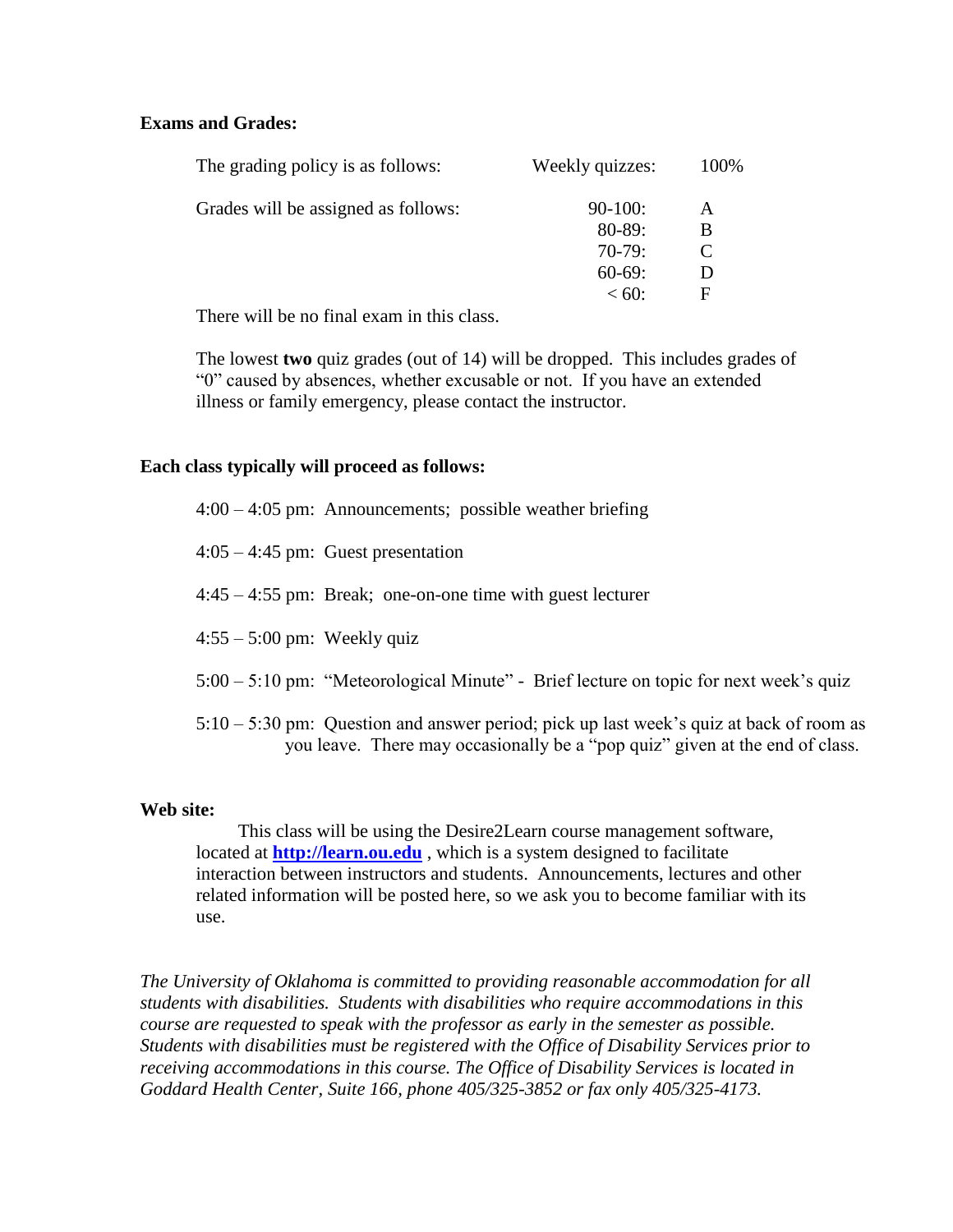**Exams and Grades:**

The grading policy is as follows: Weekly quizzes: 100%

Grades will be assigned as follows:

| | |
|---|---|
| 90-100: | A |
| 80-89: | B |
| 70-79: | C |
| 60-69: | D |
| < 60: | F |

There will be no final exam in this class.

The lowest **two** quiz grades (out of 14) will be dropped. This includes grades of "0" caused by absences, whether excusable or not. If you have an extended illness or family emergency, please contact the instructor.

**Each class typically will proceed as follows:**

4:00 – 4:05 pm: Announcements; possible weather briefing

4:05 – 4:45 pm: Guest presentation

4:45 – 4:55 pm: Break; one-on-one time with guest lecturer

4:55 – 5:00 pm: Weekly quiz

5:00 – 5:10 pm: "Meteorological Minute" - Brief lecture on topic for next week's quiz

5:10 – 5:30 pm: Question and answer period; pick up last week's quiz at back of room as you leave. There may occasionally be a "pop quiz" given at the end of class.

**Web site:**

This class will be using the Desire2Learn course management software, located at **http://learn.ou.edu** , which is a system designed to facilitate interaction between instructors and students. Announcements, lectures and other related information will be posted here, so we ask you to become familiar with its use.

*The University of Oklahoma is committed to providing reasonable accommodation for all students with disabilities. Students with disabilities who require accommodations in this course are requested to speak with the professor as early in the semester as possible. Students with disabilities must be registered with the Office of Disability Services prior to receiving accommodations in this course. The Office of Disability Services is located in Goddard Health Center, Suite 166, phone 405/325-3852 or fax only 405/325-4173.*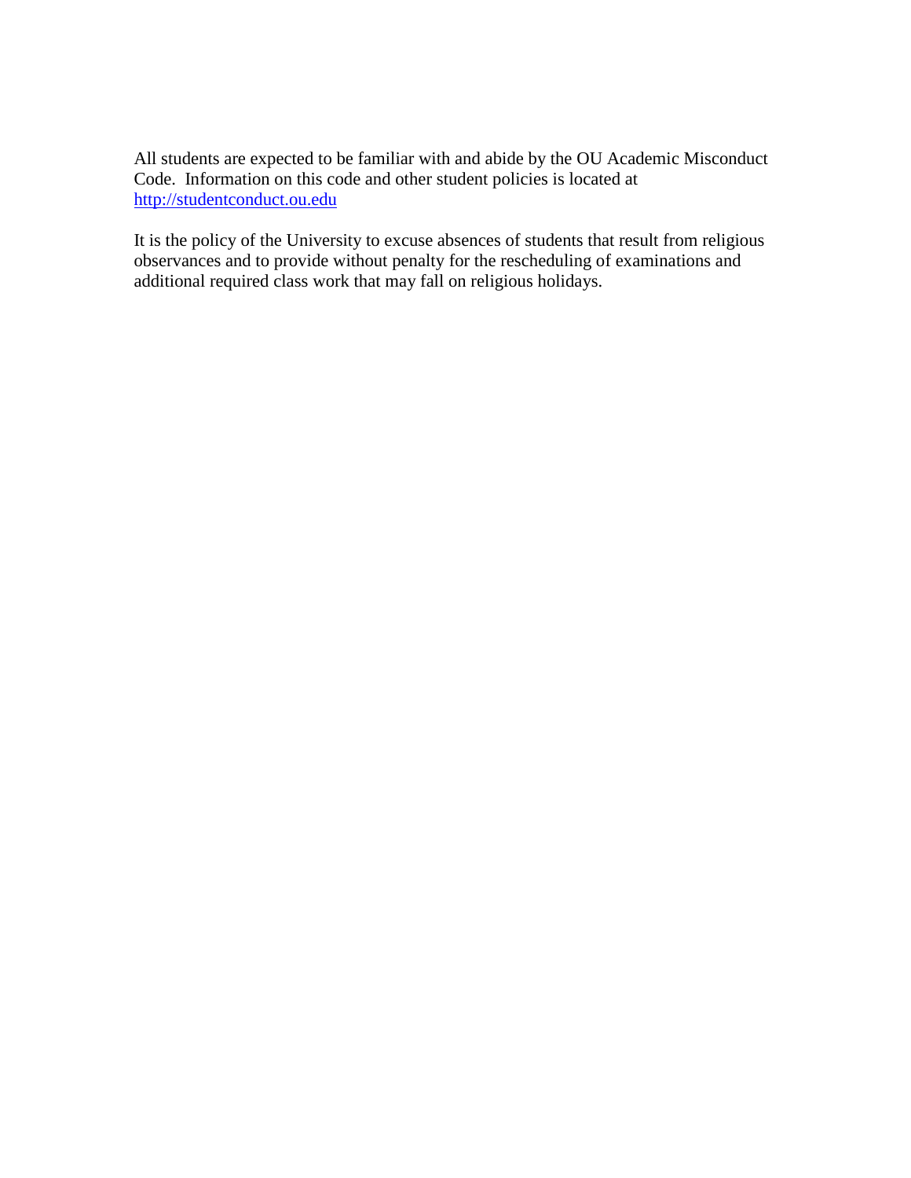All students are expected to be familiar with and abide by the OU Academic Misconduct Code. Information on this code and other student policies is located at [http://studentconduct.ou.edu](http://studentconduct.ou.edu)

It is the policy of the University to excuse absences of students that result from religious observances and to provide without penalty for the rescheduling of examinations and additional required class work that may fall on religious holidays.